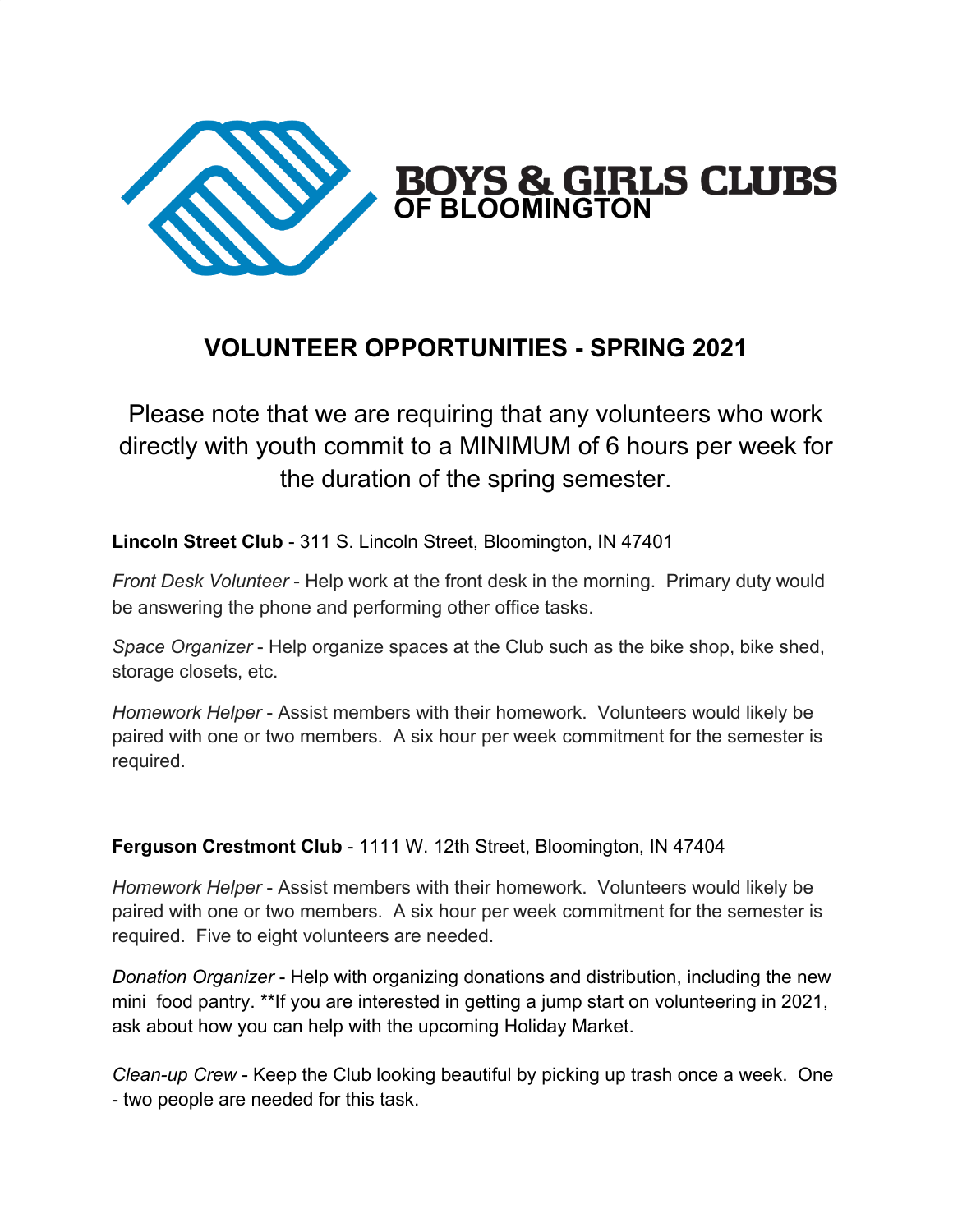**BOYS & GIRLS CLUBS**
**OF BLOOMINGTON**

# VOLUNTEER OPPORTUNITIES - SPRING 2021

Please note that we are requiring that any volunteers who work directly with youth commit to a MINIMUM of 6 hours per week for the duration of the spring semester.

**Lincoln Street Club** - 311 S. Lincoln Street, Bloomington, IN 47401

*Front Desk Volunteer* - Help work at the front desk in the morning. Primary duty would be answering the phone and performing other office tasks.

*Space Organizer* - Help organize spaces at the Club such as the bike shop, bike shed, storage closets, etc.

*Homework Helper* - Assist members with their homework. Volunteers would likely be paired with one or two members. A six hour per week commitment for the semester is required.

**Ferguson Crestmont Club** - 1111 W. 12th Street, Bloomington, IN 47404

*Homework Helper* - Assist members with their homework. Volunteers would likely be paired with one or two members. A six hour per week commitment for the semester is required. Five to eight volunteers are needed.

*Donation Organizer* - Help with organizing donations and distribution, including the new mini food pantry. **If you are interested in getting a jump start on volunteering in 2021, ask about how you can help with the upcoming Holiday Market.

*Clean-up Crew* - Keep the Club looking beautiful by picking up trash once a week. One - two people are needed for this task.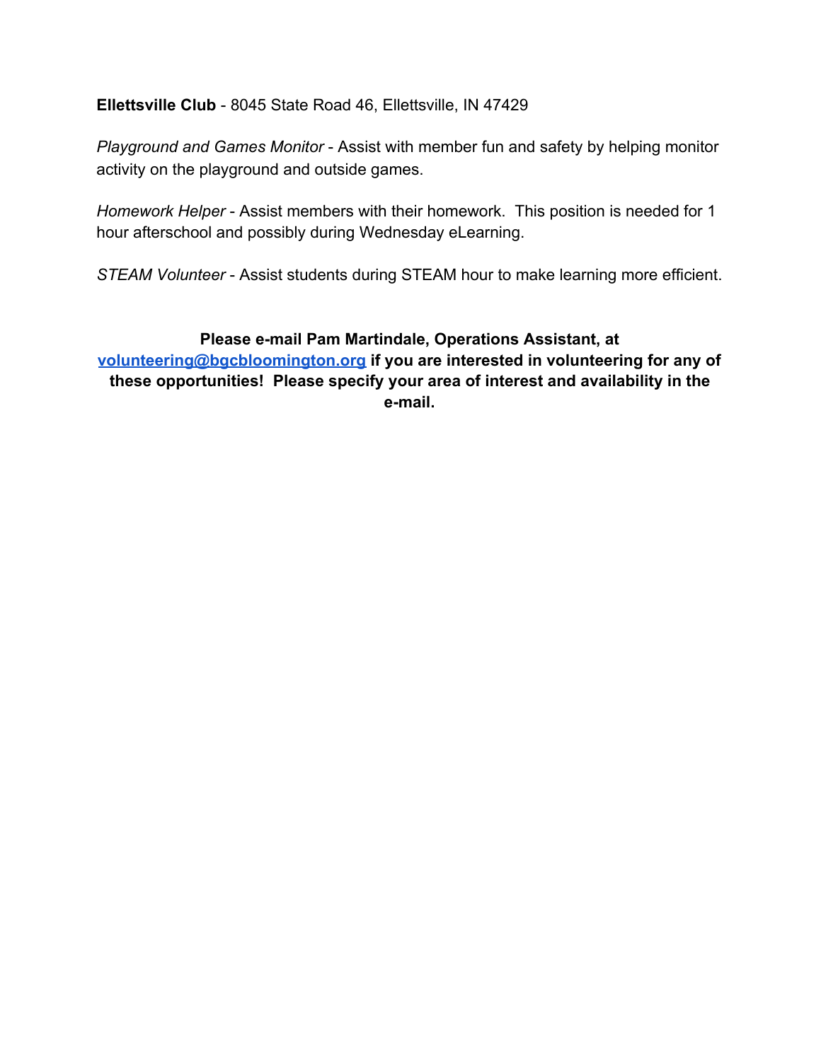**Ellettsville Club** - 8045 State Road 46, Ellettsville, IN 47429

*Playground and Games Monitor* - Assist with member fun and safety by helping monitor activity on the playground and outside games.

*Homework Helper* - Assist members with their homework. This position is needed for 1 hour afterschool and possibly during Wednesday eLearning.

*STEAM Volunteer* - Assist students during STEAM hour to make learning more efficient.

**Please e-mail Pam Martindale, Operations Assistant, at [volunteering@bgcbloomington.org](mailto:volunteering@bgcbloomington.org) if you are interested in volunteering for any of these opportunities! Please specify your area of interest and availability in the e-mail.**